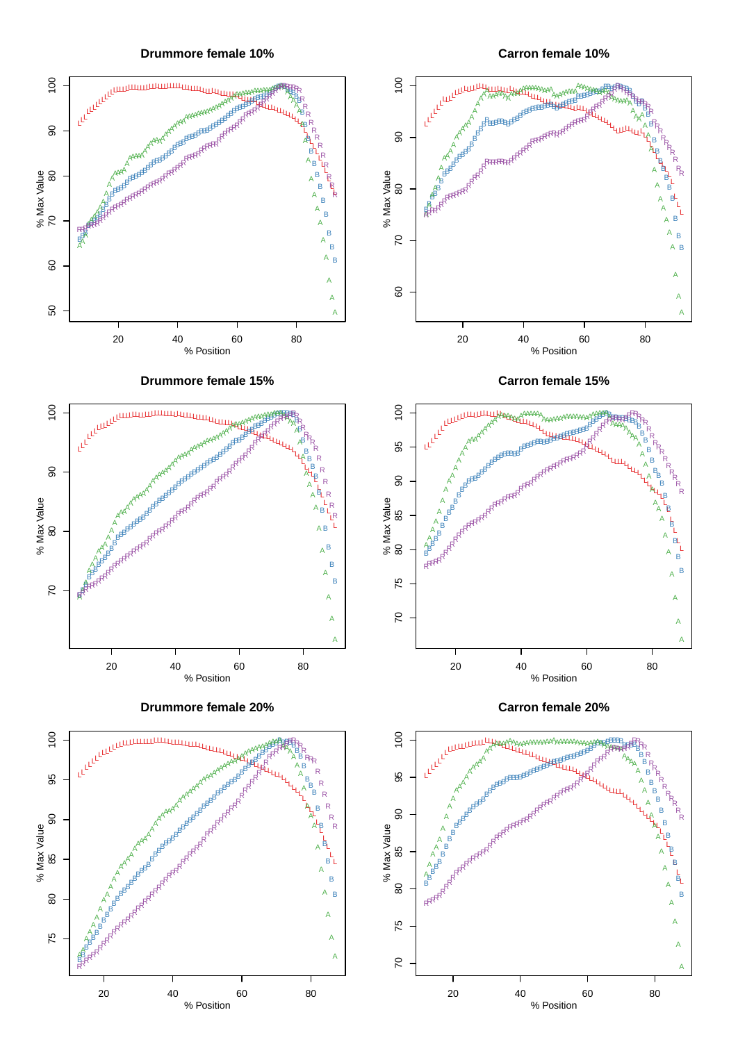## Drummore female 10%

## Carron female 10%

## Drummore female 15%

## Carron female 15%

## Drummore female 20%

## Carron female 20%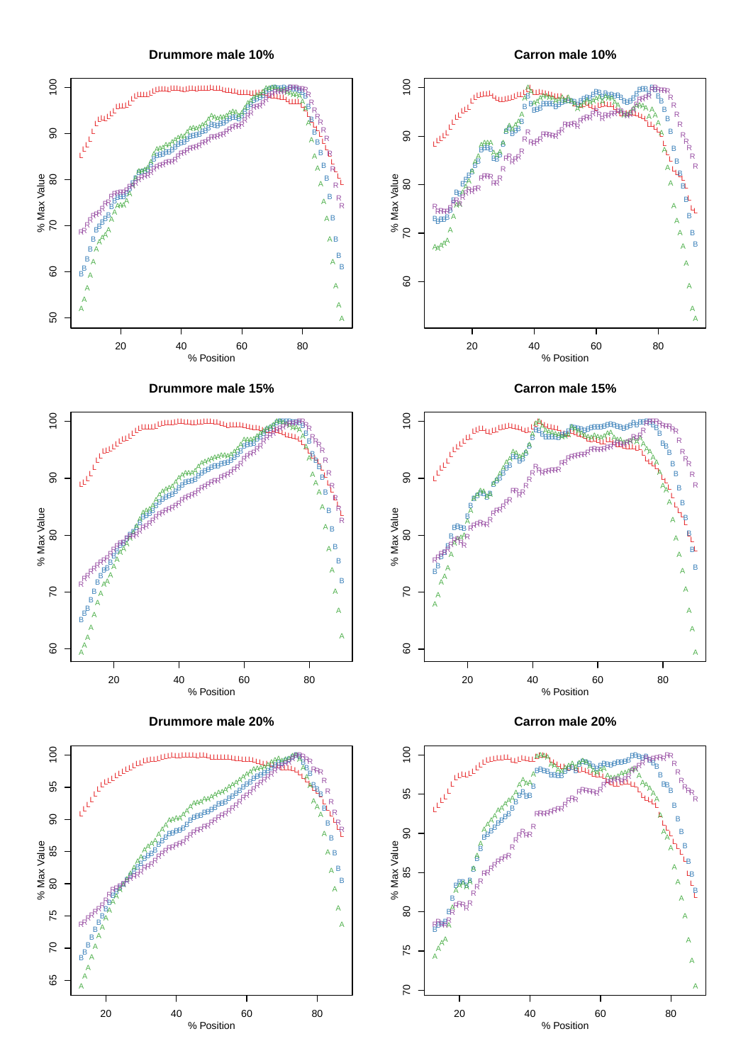Drummore male 10%

% Max Value

% Position

50 60 70 80 90 100

20 40 60 80

Carron male 10%

% Max Value

% Position

60 70 80 90 100

20 40 60 80

Drummore male 15%

% Max Value

% Position

60 70 80 90 100

20 40 60 80

Carron male 15%

% Max Value

% Position

60 70 80 90 100

20 40 60 80

Drummore male 20%

% Max Value

% Position

65 70 75 80 85 90 95 100

20 40 60 80

Carron male 20%

% Max Value

% Position

70 75 80 85 90 95 100

20 40 60 80